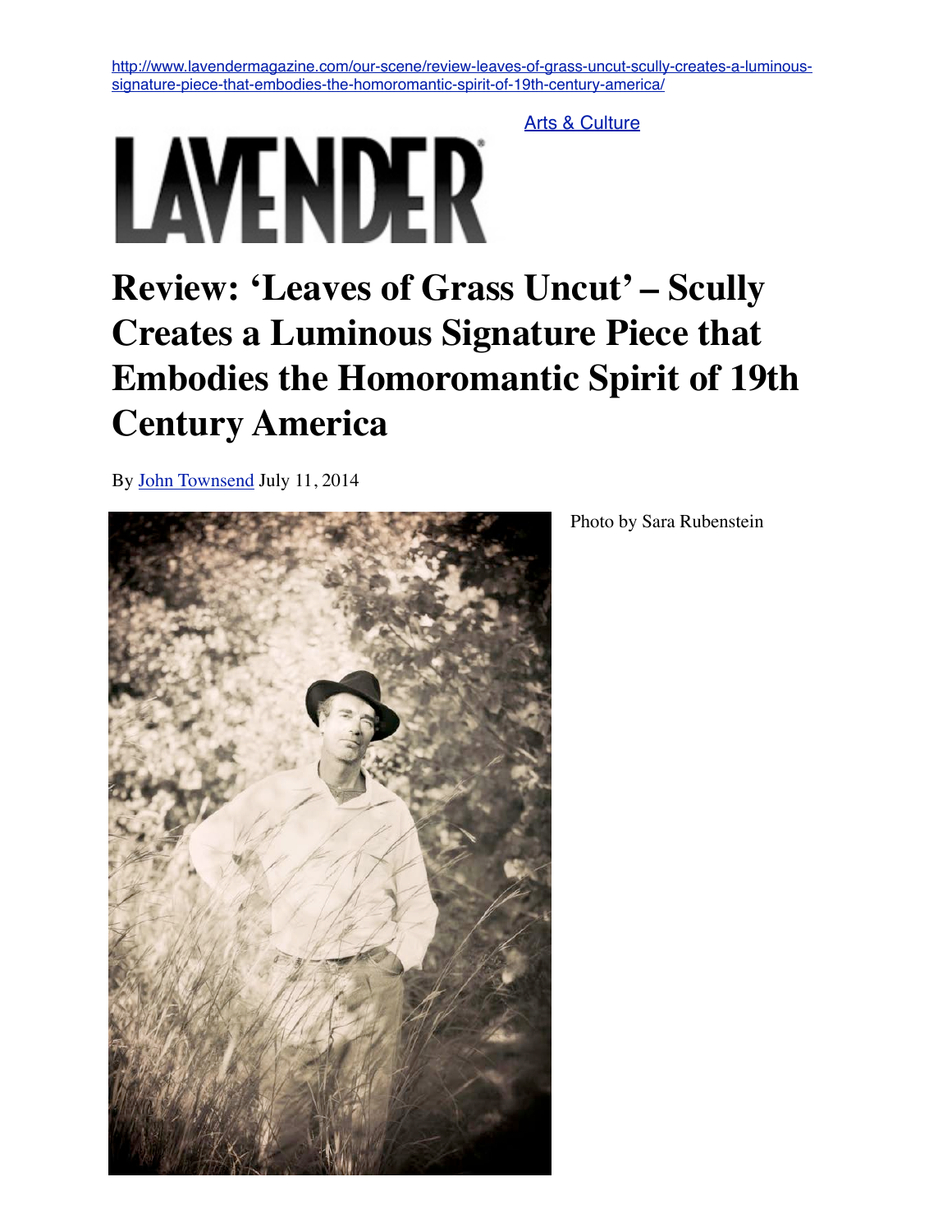http://www.lavendermagazine.com/our-scene/review-leaves-of-grass-uncut-scully-creates-a-luminous-signature-piece-that-embodies-the-homoromantic-spirit-of-19th-century-america/

Arts & Culture

LAVENDER

# Review: 'Leaves of Grass Uncut' – Scully Creates a Luminous Signature Piece that Embodies the Homoromantic Spirit of 19th Century America

By John Townsend July 11, 2014

Photo by Sara Rubenstein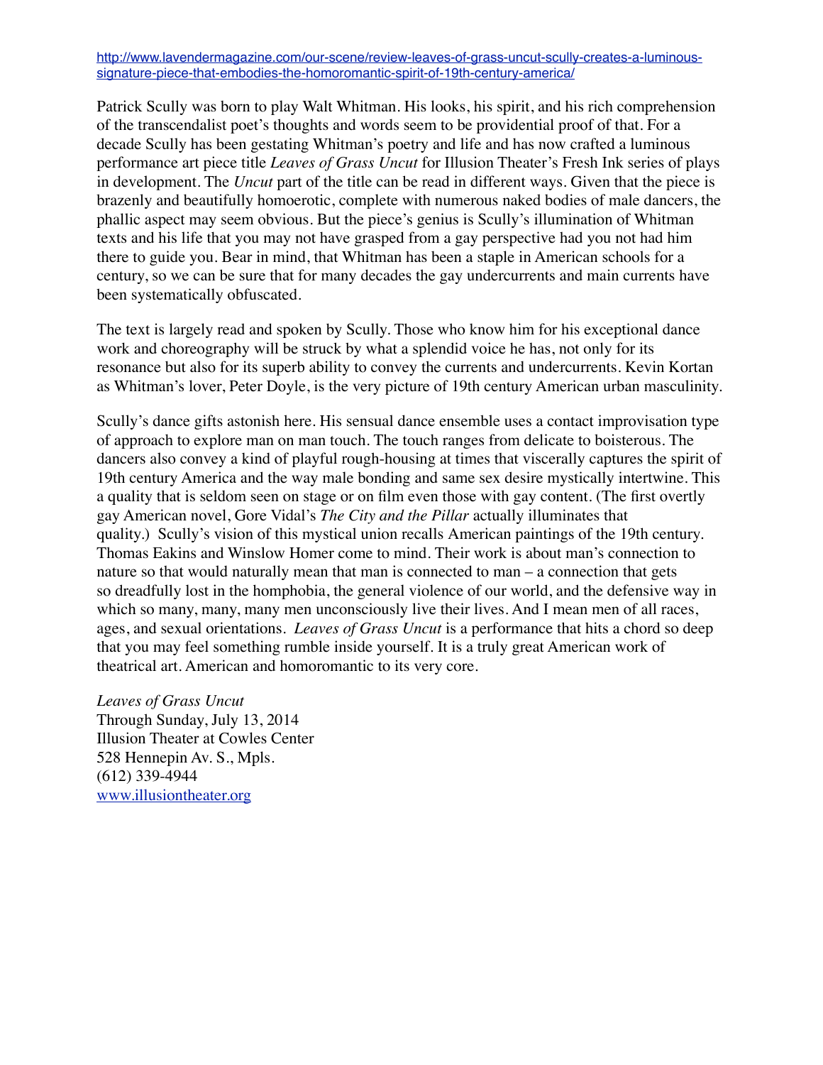http://www.lavendermagazine.com/our-scene/review-leaves-of-grass-uncut-scully-creates-a-luminous-signature-piece-that-embodies-the-homoromantic-spirit-of-19th-century-america/

Patrick Scully was born to play Walt Whitman. His looks, his spirit, and his rich comprehension of the transcendalist poet's thoughts and words seem to be providential proof of that. For a decade Scully has been gestating Whitman's poetry and life and has now crafted a luminous performance art piece title *Leaves of Grass Uncut* for Illusion Theater's Fresh Ink series of plays in development. The *Uncut* part of the title can be read in different ways. Given that the piece is brazenly and beautifully homoerotic, complete with numerous naked bodies of male dancers, the phallic aspect may seem obvious. But the piece's genius is Scully's illumination of Whitman texts and his life that you may not have grasped from a gay perspective had you not had him there to guide you. Bear in mind, that Whitman has been a staple in American schools for a century, so we can be sure that for many decades the gay undercurrents and main currents have been systematically obfuscated.

The text is largely read and spoken by Scully. Those who know him for his exceptional dance work and choreography will be struck by what a splendid voice he has, not only for its resonance but also for its superb ability to convey the currents and undercurrents. Kevin Kortan as Whitman's lover, Peter Doyle, is the very picture of 19th century American urban masculinity.

Scully's dance gifts astonish here. His sensual dance ensemble uses a contact improvisation type of approach to explore man on man touch. The touch ranges from delicate to boisterous. The dancers also convey a kind of playful rough-housing at times that viscerally captures the spirit of 19th century America and the way male bonding and same sex desire mystically intertwine. This a quality that is seldom seen on stage or on film even those with gay content. (The first overtly gay American novel, Gore Vidal's *The City and the Pillar* actually illuminates that quality.) Scully's vision of this mystical union recalls American paintings of the 19th century. Thomas Eakins and Winslow Homer come to mind. Their work is about man's connection to nature so that would naturally mean that man is connected to man – a connection that gets so dreadfully lost in the homphobia, the general violence of our world, and the defensive way in which so many, many, many men unconsciously live their lives. And I mean men of all races, ages, and sexual orientations. *Leaves of Grass Uncut* is a performance that hits a chord so deep that you may feel something rumble inside yourself. It is a truly great American work of theatrical art. American and homoromantic to its very core.

*Leaves of Grass Uncut*
Through Sunday, July 13, 2014
Illusion Theater at Cowles Center
528 Hennepin Av. S., Mpls.
(612) 339-4944
www.illusiontheater.org